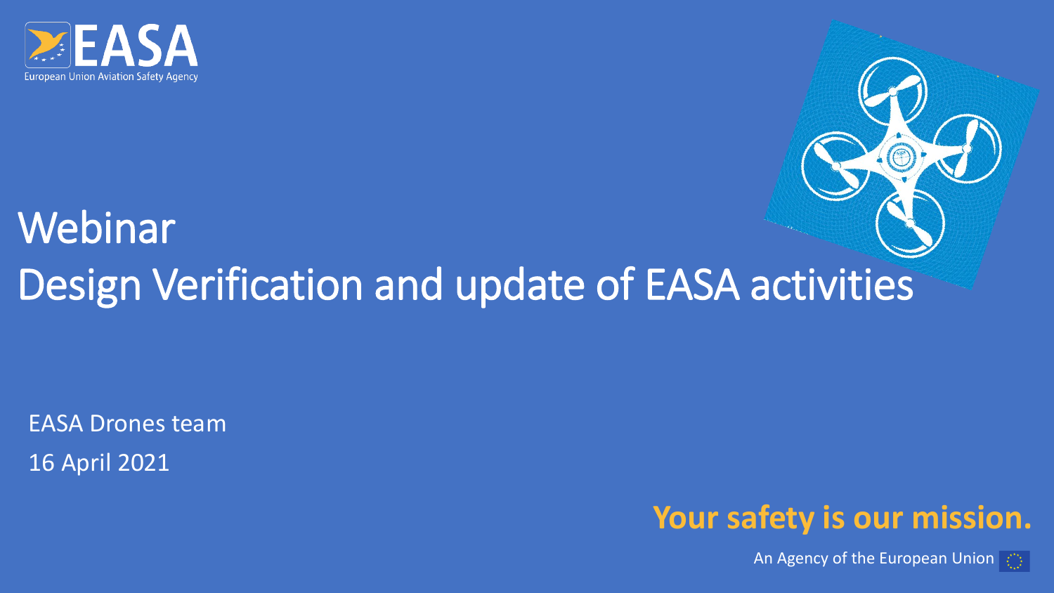EASA

European Union Aviation Safety Agency

# Webinar
# Design Verification and update of EASA activities

EASA Drones team

16 April 2021

**Your safety is our mission.**

An Agency of the European Union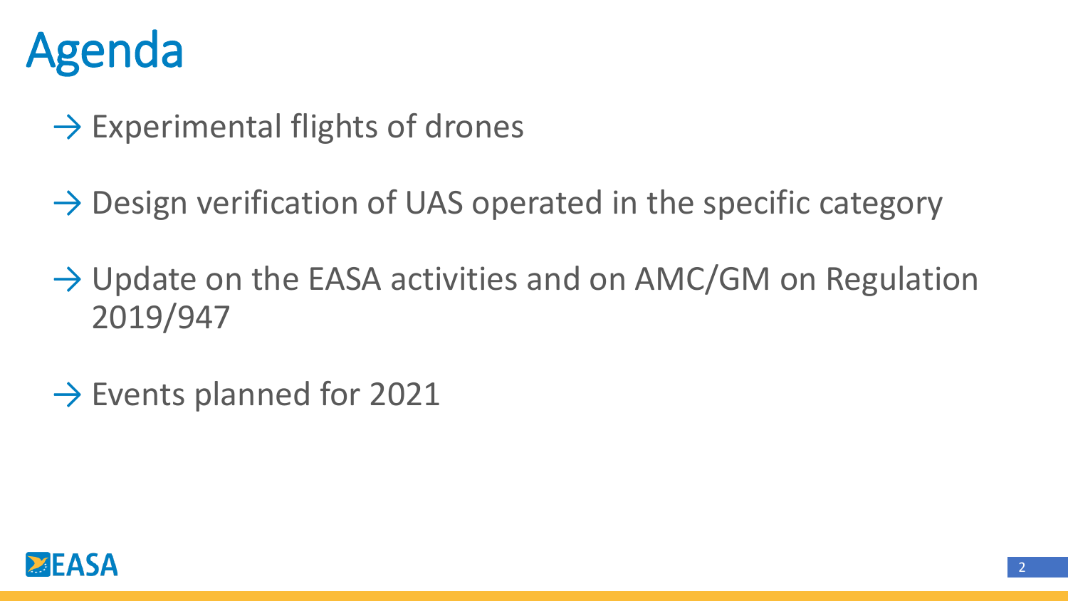# Agenda

- → Experimental flights of drones
- → Design verification of UAS operated in the specific category
- → Update on the EASA activities and on AMC/GM on Regulation 2019/947
- → Events planned for 2021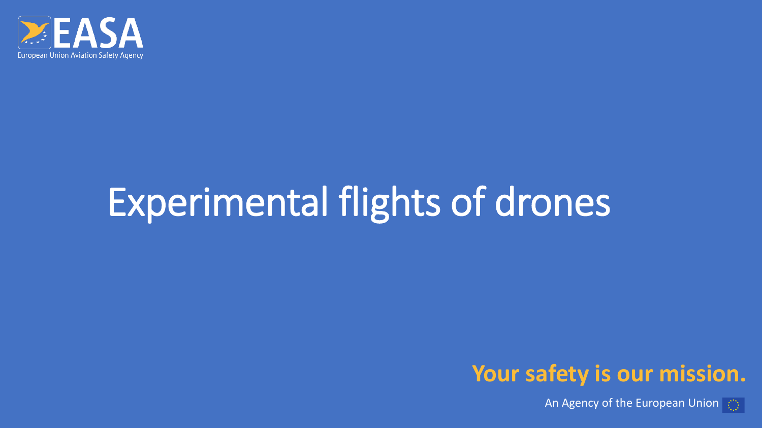# Experimental flights of drones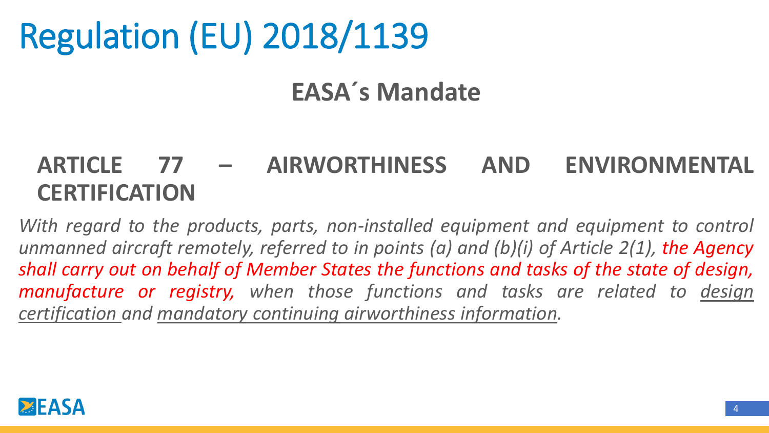# Regulation (EU) 2018/1139

## EASA´s Mandate

### ARTICLE 77 – AIRWORTHINESS AND ENVIRONMENTAL CERTIFICATION

*With regard to the products, parts, non-installed equipment and equipment to control unmanned aircraft remotely, referred to in points (a) and (b)(i) of Article 2(1), the Agency shall carry out on behalf of Member States the functions and tasks of the state of design, manufacture or registry, when those functions and tasks are related to design certification and mandatory continuing airworthiness information.*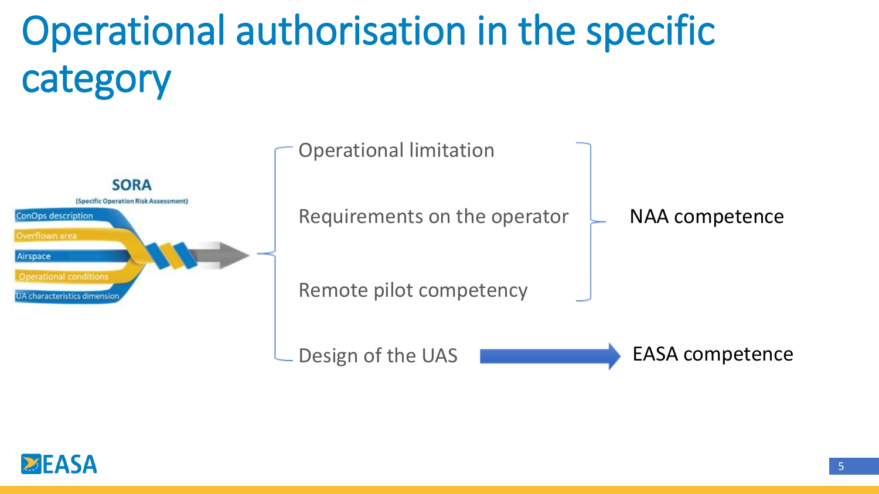# Operational authorisation in the specific category

**SORA**
(Specific Operation Risk Assessment)

- ConOps description
- Overflown area
- Airspace
- Operational conditions
- UA characteristics dimension

- Operational limitation
- Requirements on the operator
- Remote pilot competency

→ NAA competence

- Design of the UAS → EASA competence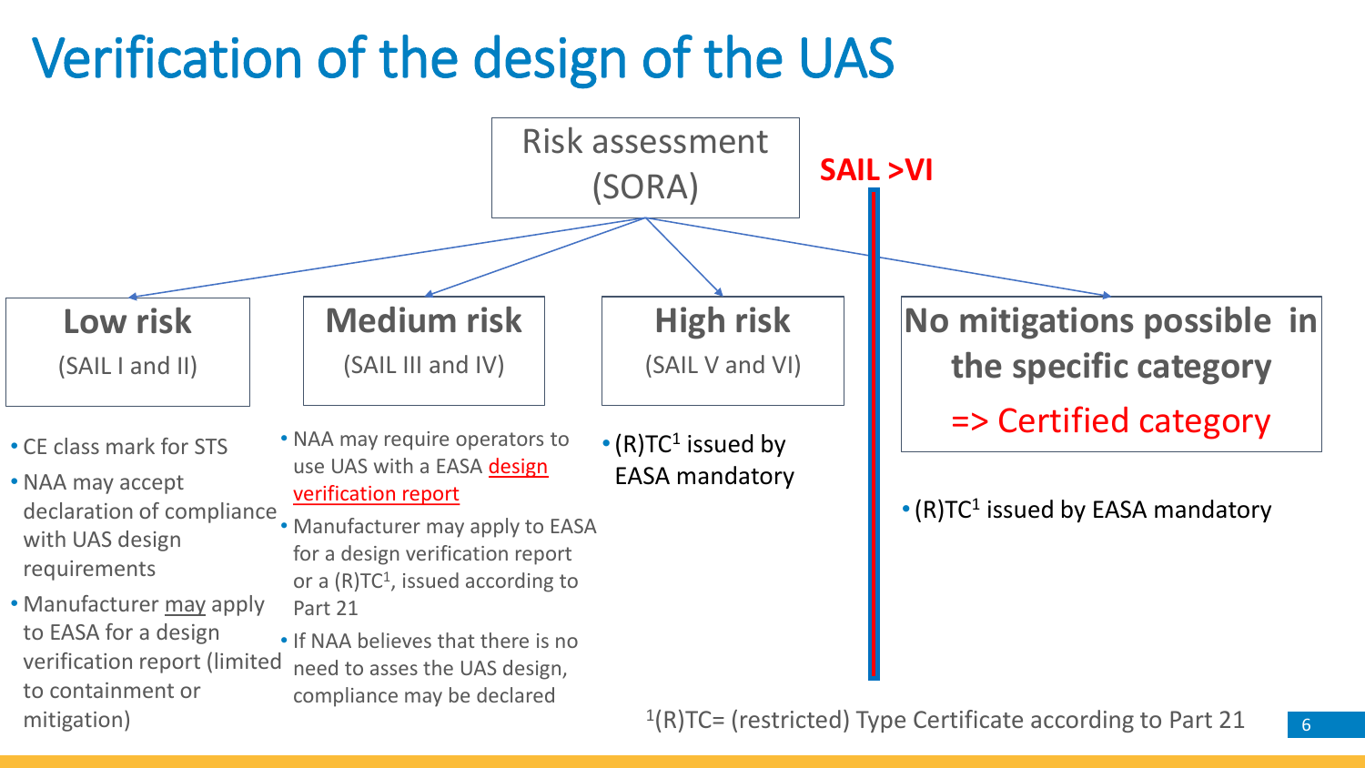# Verification of the design of the UAS

Risk assessment (SORA)

SAIL >VI

## Low risk

(SAIL I and II)

- CE class mark for STS
- NAA may accept declaration of compliance with UAS design requirements
- Manufacturer may apply to EASA for a design verification report (limited to containment or mitigation)

## Medium risk

(SAIL III and IV)

- NAA may require operators to use UAS with a EASA design verification report
- Manufacturer may apply to EASA for a design verification report or a (R)TC[1], issued according to Part 21
- If NAA believes that there is no need to asses the UAS design, compliance may be declared

## High risk

(SAIL V and VI)

- (R)TC[1] issued by EASA mandatory

## No mitigations possible in the specific category

=> Certified category

- (R)TC[1] issued by EASA mandatory

[1](R)TC= (restricted) Type Certificate according to Part 21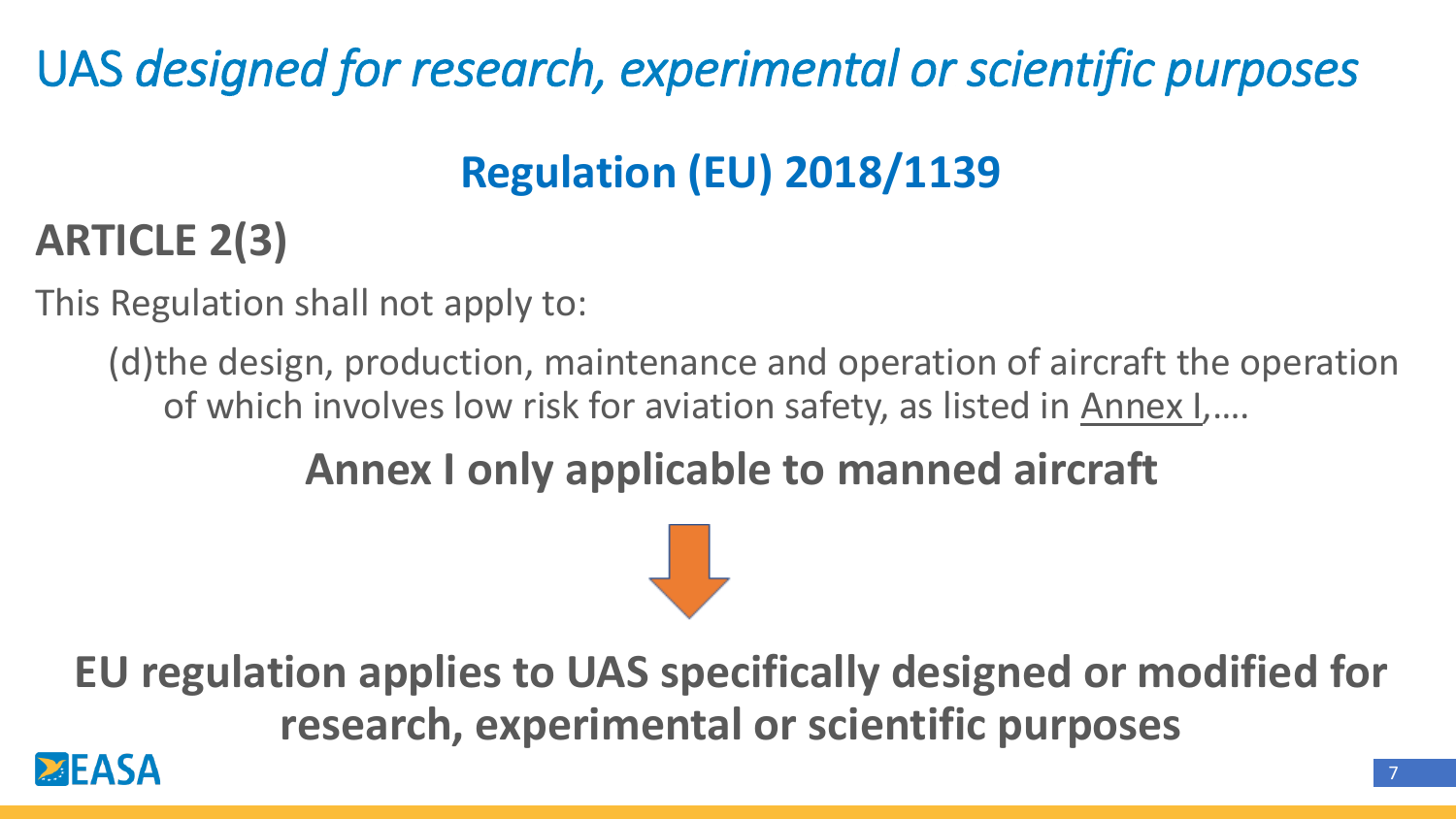# UAS *designed for research, experimental or scientific purposes*

## Regulation (EU) 2018/1139

### ARTICLE 2(3)

This Regulation shall not apply to:

(d)the design, production, maintenance and operation of aircraft the operation of which involves low risk for aviation safety, as listed in Annex I,….

**Annex I only applicable to manned aircraft**

**EU regulation applies to UAS specifically designed or modified for research, experimental or scientific purposes**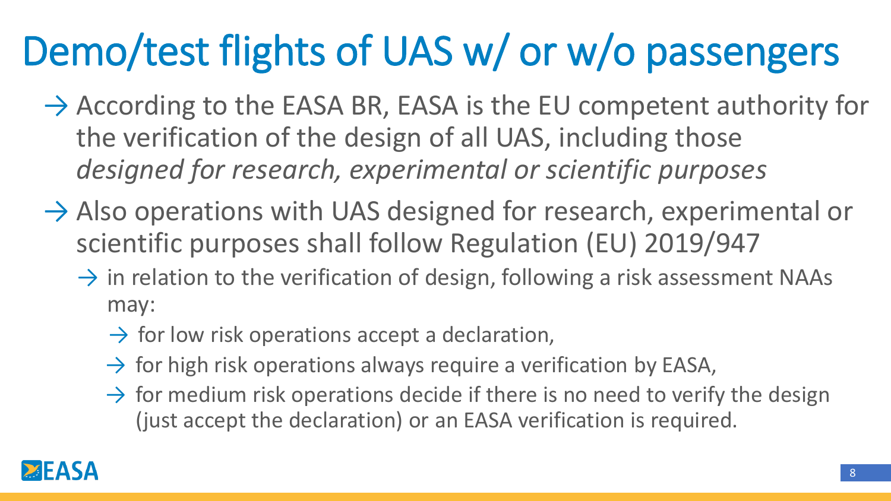# Demo/test flights of UAS w/ or w/o passengers

- According to the EASA BR, EASA is the EU competent authority for the verification of the design of all UAS, including those *designed for research, experimental or scientific purposes*
- Also operations with UAS designed for research, experimental or scientific purposes shall follow Regulation (EU) 2019/947
  - in relation to the verification of design, following a risk assessment NAAs may:
    - for low risk operations accept a declaration,
    - for high risk operations always require a verification by EASA,
    - for medium risk operations decide if there is no need to verify the design (just accept the declaration) or an EASA verification is required.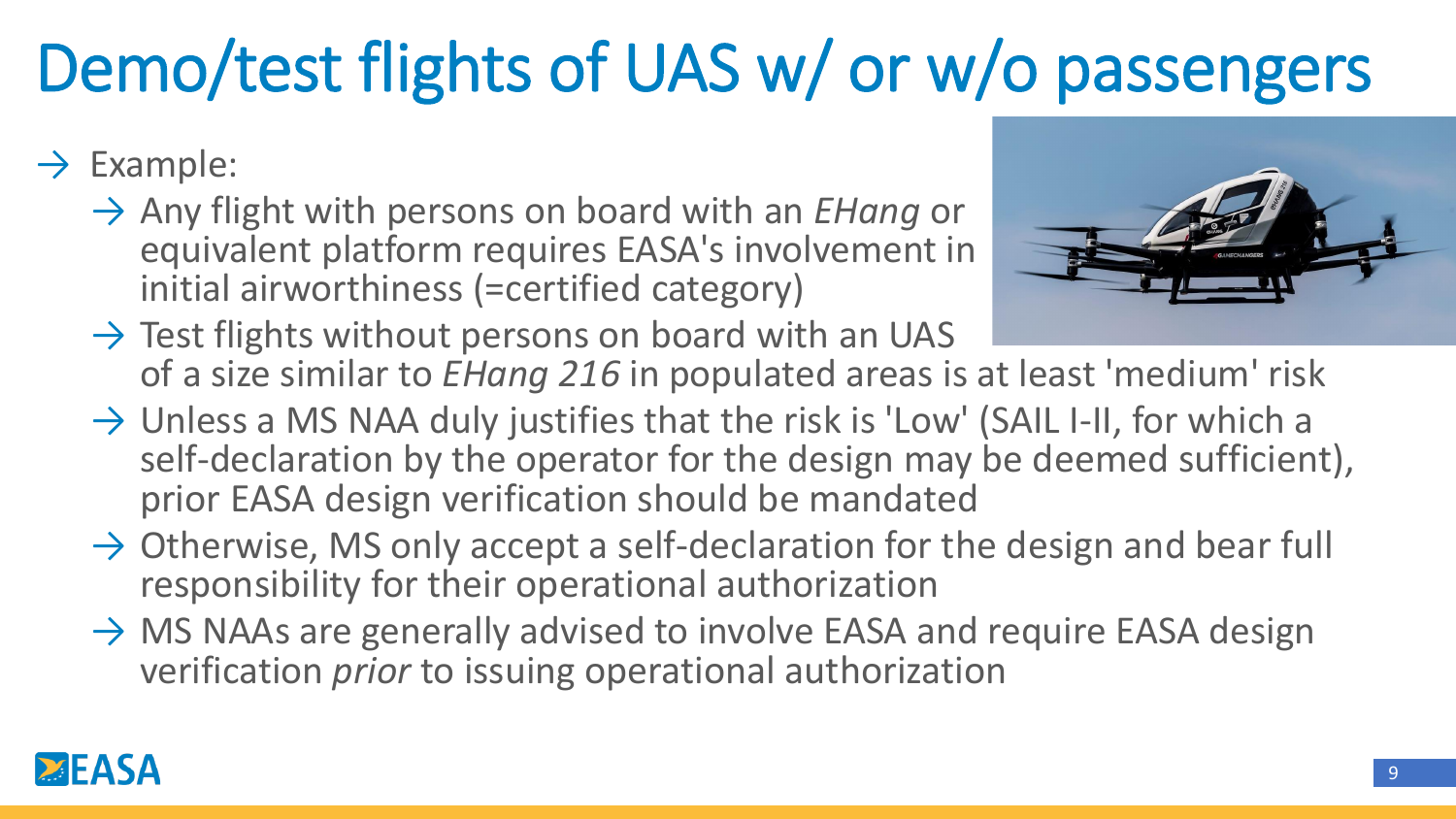# Demo/test flights of UAS w/ or w/o passengers

- Example:
  - Any flight with persons on board with an *EHang* or equivalent platform requires EASA's involvement in initial airworthiness (=certified category)
  - Test flights without persons on board with an UAS of a size similar to *EHang 216* in populated areas is at least 'medium' risk
  - Unless a MS NAA duly justifies that the risk is 'Low' (SAIL I-II, for which a self-declaration by the operator for the design may be deemed sufficient), prior EASA design verification should be mandated
  - Otherwise, MS only accept a self-declaration for the design and bear full responsibility for their operational authorization
  - MS NAAs are generally advised to involve EASA and require EASA design verification *prior* to issuing operational authorization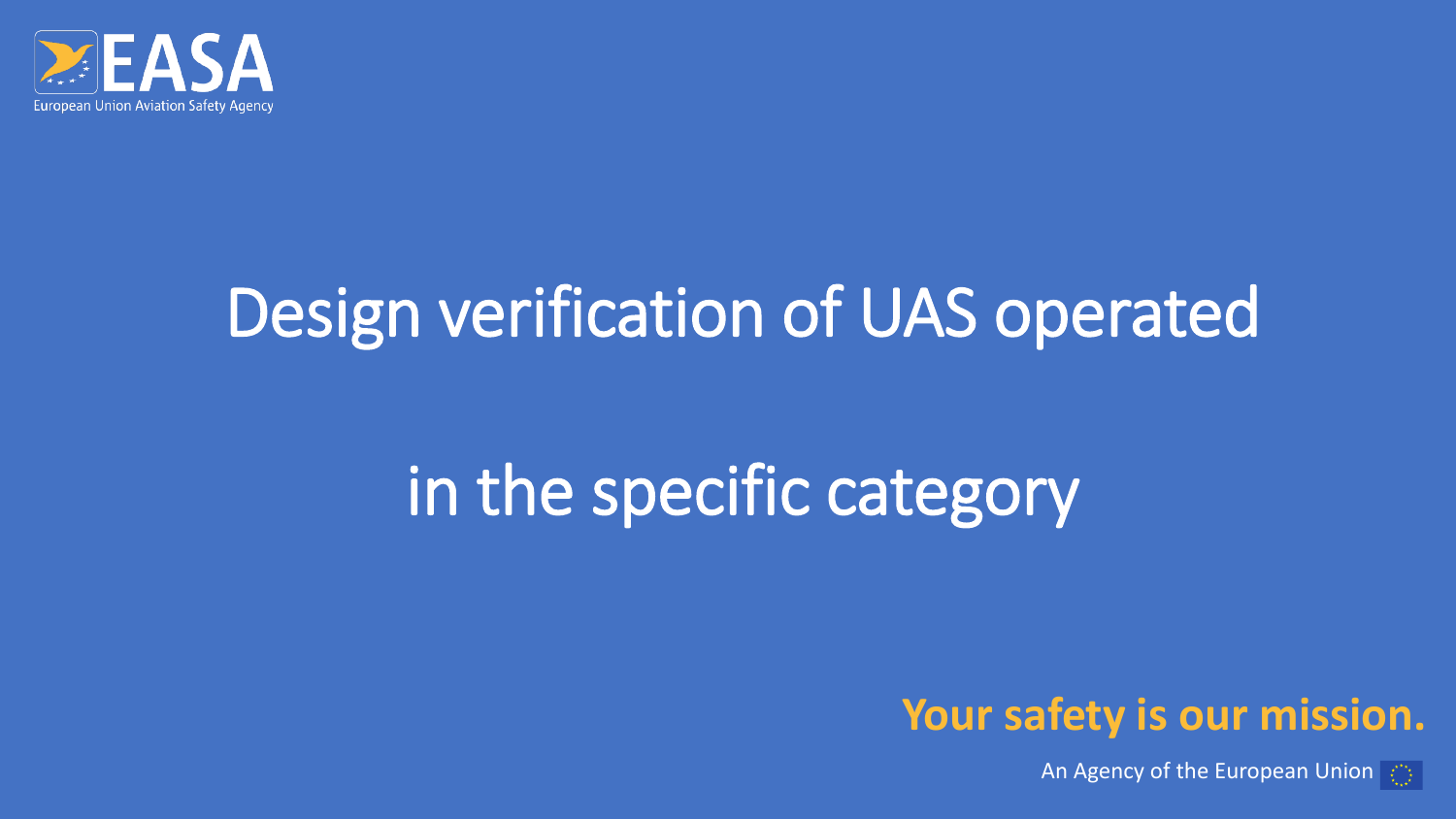# Design verification of UAS operated in the specific category

**Your safety is our mission.**

An Agency of the European Union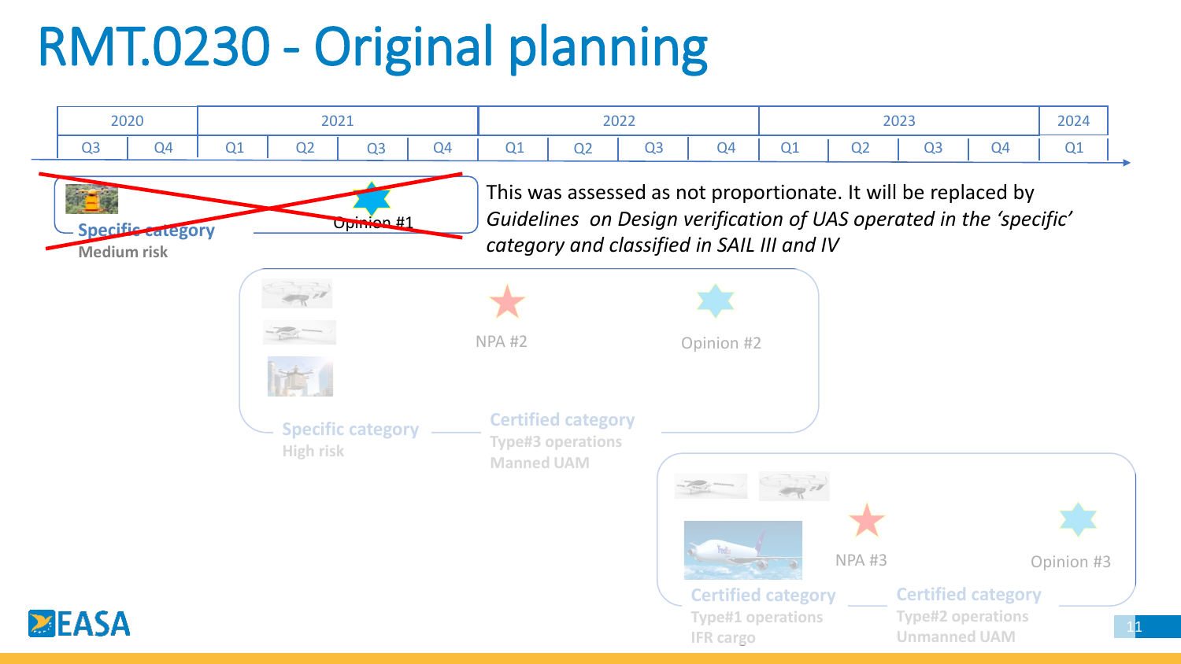# RMT.0230 - Original planning

| 2020 | | 2021 | | | | 2022 | | | | 2023 | | | | 2024 |
|---|---|---|---|---|---|---|---|---|---|---|---|---|---|---|
| Q3 | Q4 | Q1 | Q2 | Q3 | Q4 | Q1 | Q2 | Q3 | Q4 | Q1 | Q2 | Q3 | Q4 | Q1 |

~~Specific category~~
~~Medium risk~~
~~Opinion #1~~

*This was assessed as not proportionate. It will be replaced by Guidelines on Design verification of UAS operated in the 'specific' category and classified in SAIL III and IV*

Specific category
High risk

Certified category
Type#3 operations
Manned UAM

NPA #2

Opinion #2

Certified category
Type#1 operations
IFR cargo

Certified category
Type#2 operations
Unmanned UAM

NPA #3

Opinion #3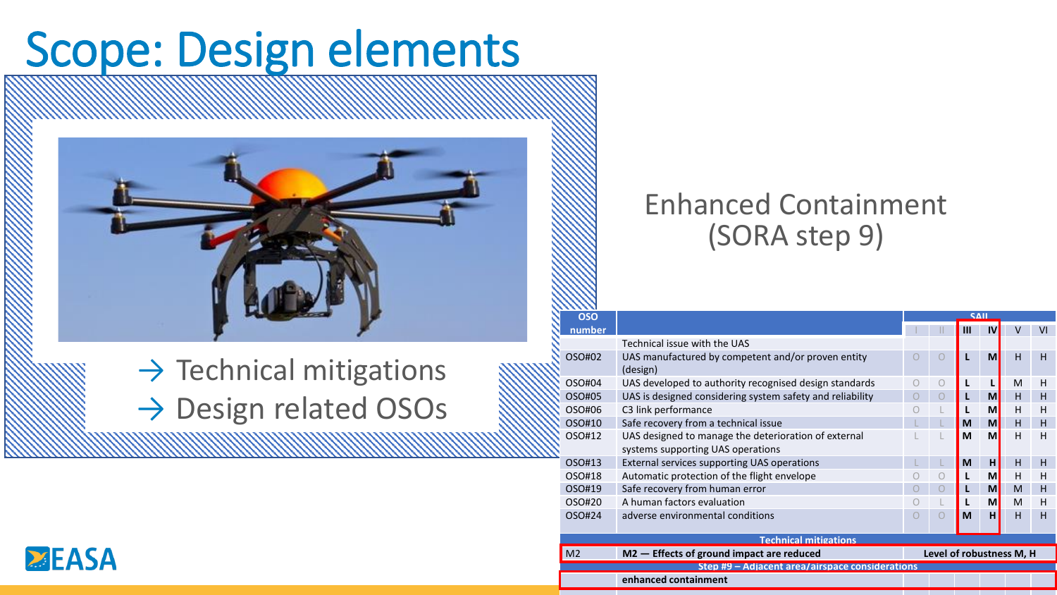# Scope: Design elements

→ Technical mitigations
→ Design related OSOs

Enhanced Containment (SORA step 9)

| OSO number | | SAIL I | II | III | IV | V | VI |
|---|---|---|---|---|---|---|---|
| | Technical issue with the UAS | | | | | | |
| OSO#02 | UAS manufactured by competent and/or proven entity (design) | O | O | L | M | H | H |
| OSO#04 | UAS developed to authority recognised design standards | O | O | L | L | M | H |
| OSO#05 | UAS is designed considering system safety and reliability | O | O | L | M | H | H |
| OSO#06 | C3 link performance | O | L | L | M | H | H |
| OSO#10 | Safe recovery from a technical issue | L | L | M | M | H | H |
| OSO#12 | UAS designed to manage the deterioration of external systems supporting UAS operations | L | L | M | M | H | H |
| OSO#13 | External services supporting UAS operations | L | L | M | H | H | H |
| OSO#18 | Automatic protection of the flight envelope | O | O | L | M | H | H |
| OSO#19 | Safe recovery from human error | O | O | L | M | M | H |
| OSO#20 | A human factors evaluation | O | L | L | M | M | H |
| OSO#24 | adverse environmental conditions | O | O | M | H | H | H |
| | **Technical mitigations** | | | | | | |
| M2 | **M2 — Effects of ground impact are reduced** | **Level of robustness M, H** | | | | | |
| | **Step #9 – Adjacent area/airspace considerations** | | | | | | |
| | **enhanced containment** | | | | | | |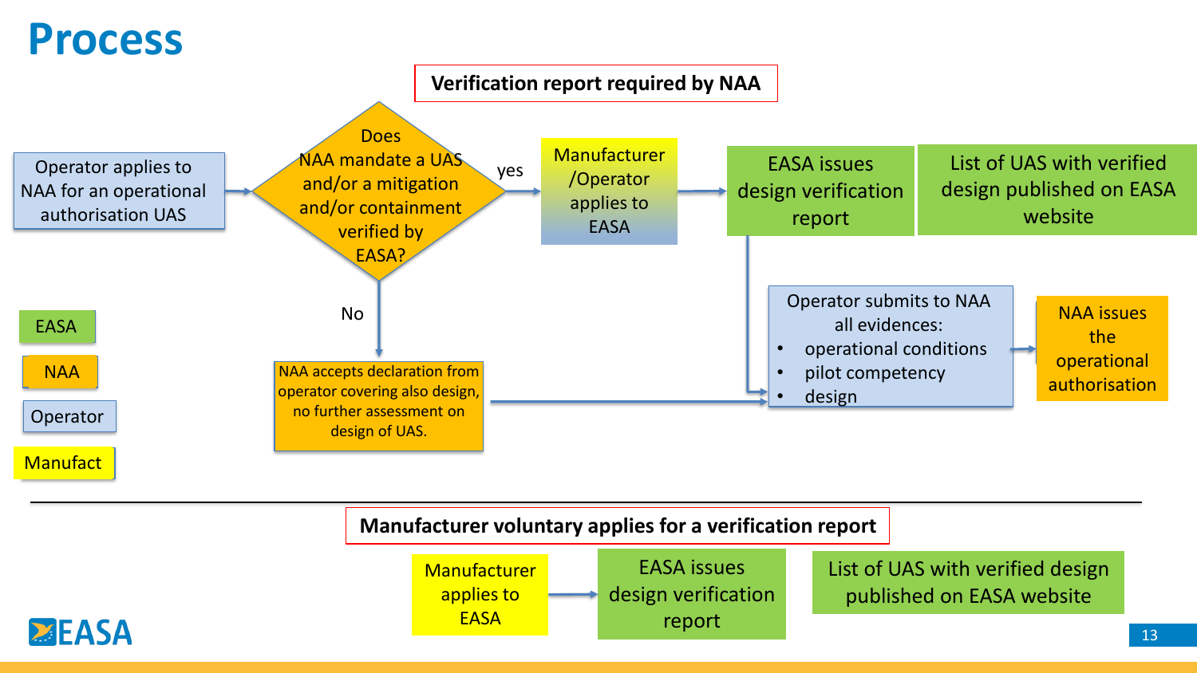# Process

**Verification report required by NAA**

Operator applies to NAA for an operational authorisation UAS

Does NAA mandate a UAS and/or a mitigation and/or containment verified by EASA?

yes

Manufacturer /Operator applies to EASA

EASA issues design verification report

List of UAS with verified design published on EASA website

No

NAA accepts declaration from operator covering also design, no further assessment on design of UAS.

Operator submits to NAA all evidences:

- operational conditions
- pilot competency
- design

NAA issues the operational authorisation

EASA

NAA

Operator

Manufact

---

**Manufacturer voluntary applies for a verification report**

Manufacturer applies to EASA

EASA issues design verification report

List of UAS with verified design published on EASA website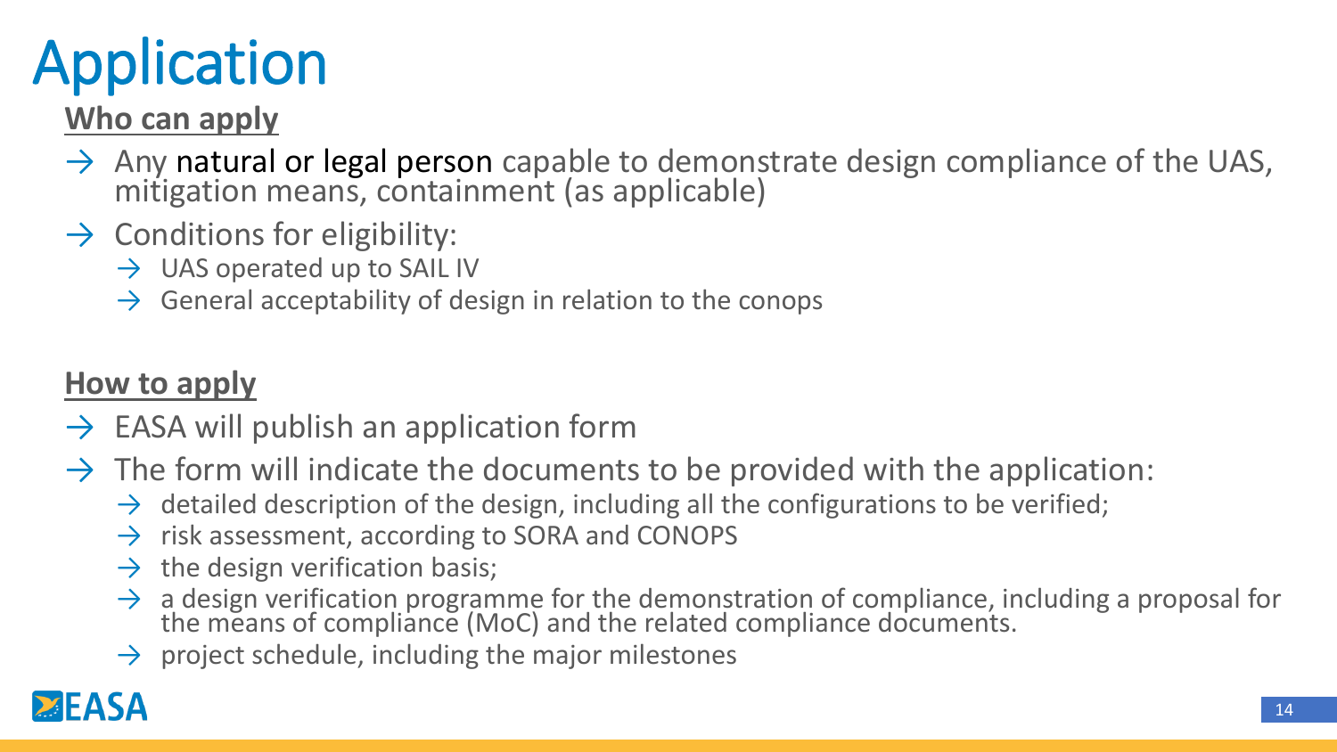# Application

## Who can apply

- Any natural or legal person capable to demonstrate design compliance of the UAS, mitigation means, containment (as applicable)
- Conditions for eligibility:
  - UAS operated up to SAIL IV
  - General acceptability of design in relation to the conops

## How to apply

- EASA will publish an application form
- The form will indicate the documents to be provided with the application:
  - detailed description of the design, including all the configurations to be verified;
  - risk assessment, according to SORA and CONOPS
  - the design verification basis;
  - a design verification programme for the demonstration of compliance, including a proposal for the means of compliance (MoC) and the related compliance documents.
  - project schedule, including the major milestones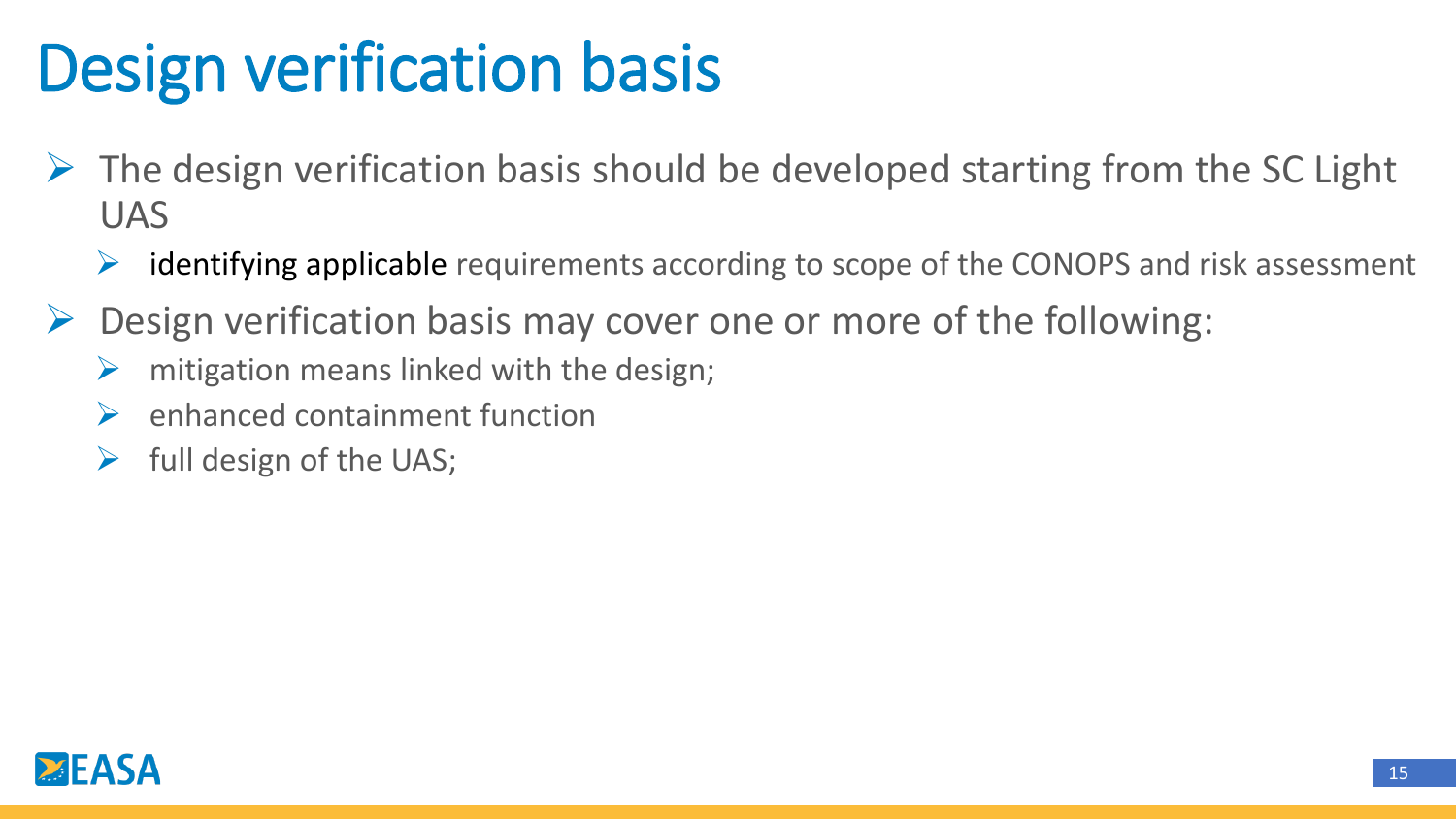# Design verification basis

- The design verification basis should be developed starting from the SC Light UAS
  - identifying applicable requirements according to scope of the CONOPS and risk assessment
- Design verification basis may cover one or more of the following:
  - mitigation means linked with the design;
  - enhanced containment function
  - full design of the UAS;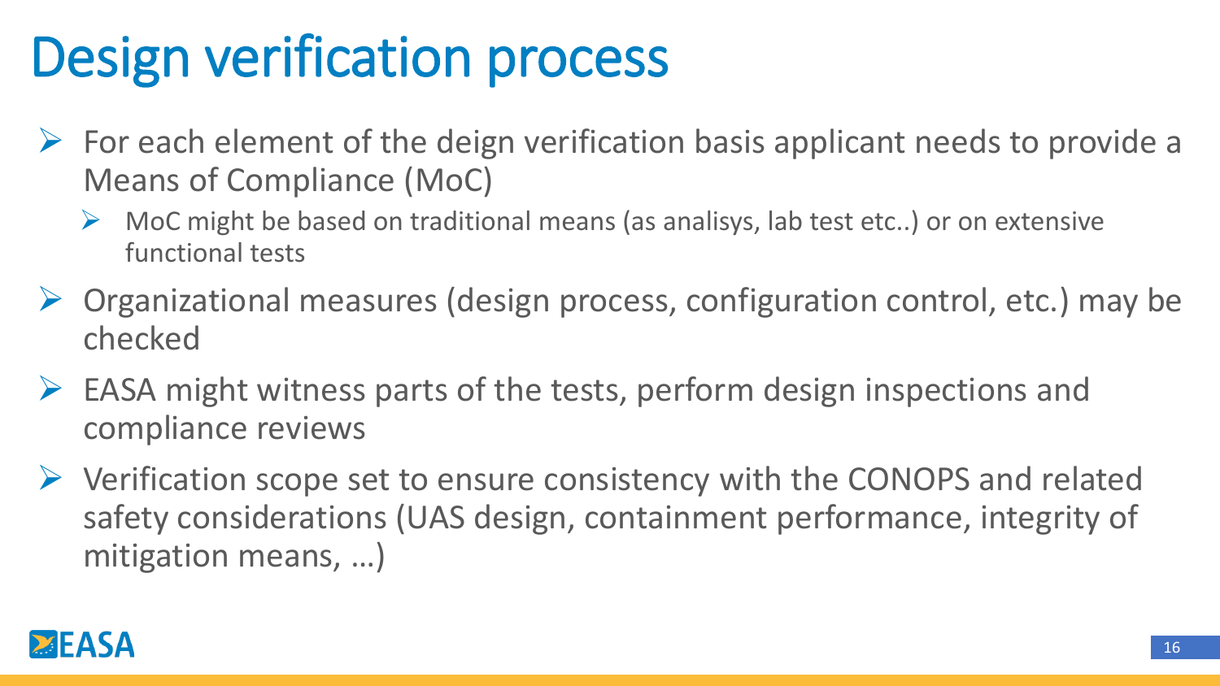# Design verification process

- For each element of the deign verification basis applicant needs to provide a Means of Compliance (MoC)
  - MoC might be based on traditional means (as analisys, lab test etc..) or on extensive functional tests
- Organizational measures (design process, configuration control, etc.) may be checked
- EASA might witness parts of the tests, perform design inspections and compliance reviews
- Verification scope set to ensure consistency with the CONOPS and related safety considerations (UAS design, containment performance, integrity of mitigation means, …)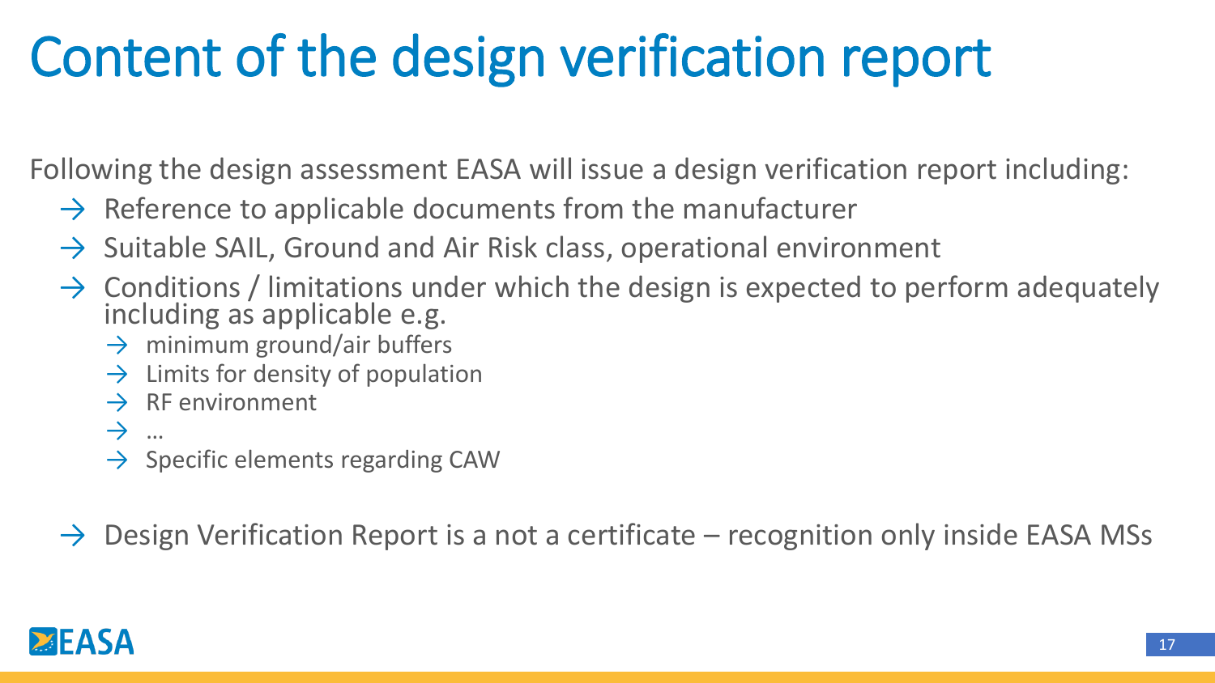# Content of the design verification report

Following the design assessment EASA will issue a design verification report including:

- Reference to applicable documents from the manufacturer
- Suitable SAIL, Ground and Air Risk class, operational environment
- Conditions / limitations under which the design is expected to perform adequately including as applicable e.g.
  - minimum ground/air buffers
  - Limits for density of population
  - RF environment
  - …
  - Specific elements regarding CAW

- Design Verification Report is a not a certificate – recognition only inside EASA MSs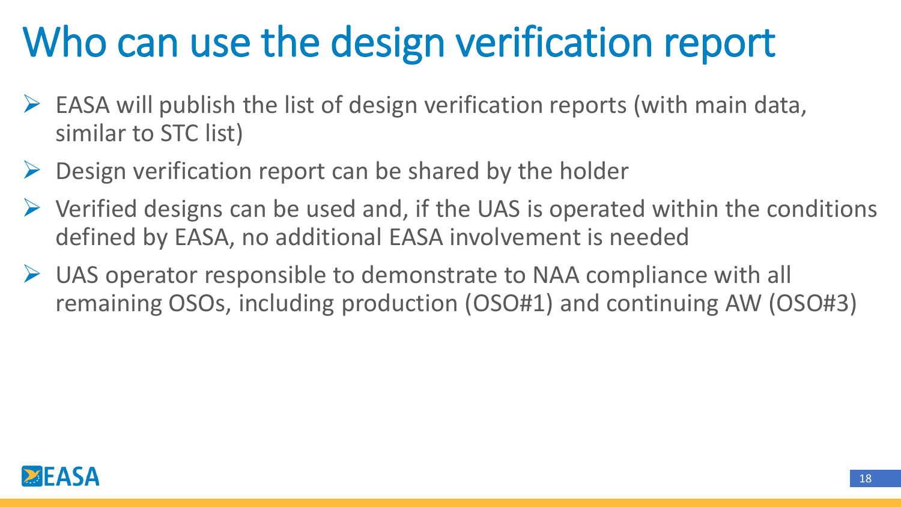# Who can use the design verification report

- EASA will publish the list of design verification reports (with main data, similar to STC list)
- Design verification report can be shared by the holder
- Verified designs can be used and, if the UAS is operated within the conditions defined by EASA, no additional EASA involvement is needed
- UAS operator responsible to demonstrate to NAA compliance with all remaining OSOs, including production (OSO#1) and continuing AW (OSO#3)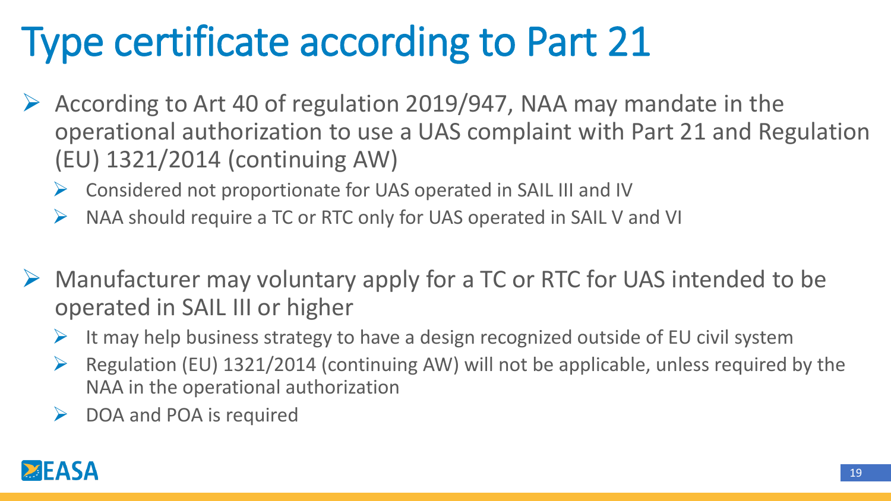# Type certificate according to Part 21

- According to Art 40 of regulation 2019/947, NAA may mandate in the operational authorization to use a UAS complaint with Part 21 and Regulation (EU) 1321/2014 (continuing AW)
  - Considered not proportionate for UAS operated in SAIL III and IV
  - NAA should require a TC or RTC only for UAS operated in SAIL V and VI
- Manufacturer may voluntary apply for a TC or RTC for UAS intended to be operated in SAIL III or higher
  - It may help business strategy to have a design recognized outside of EU civil system
  - Regulation (EU) 1321/2014 (continuing AW) will not be applicable, unless required by the NAA in the operational authorization
  - DOA and POA is required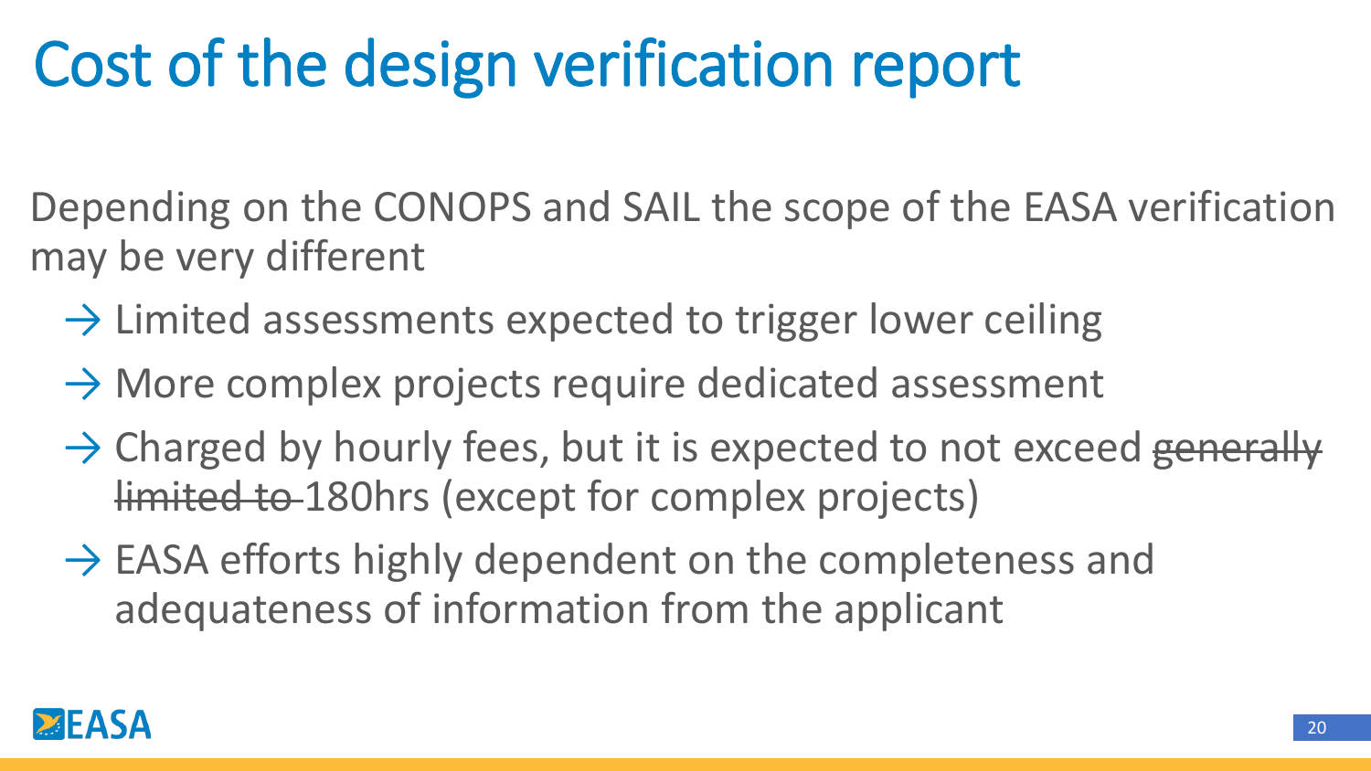# Cost of the design verification report

Depending on the CONOPS and SAIL the scope of the EASA verification may be very different

- → Limited assessments expected to trigger lower ceiling
- → More complex projects require dedicated assessment
- → Charged by hourly fees, but it is expected to not exceed ~~generally limited to~~ 180hrs (except for complex projects)
- → EASA efforts highly dependent on the completeness and adequateness of information from the applicant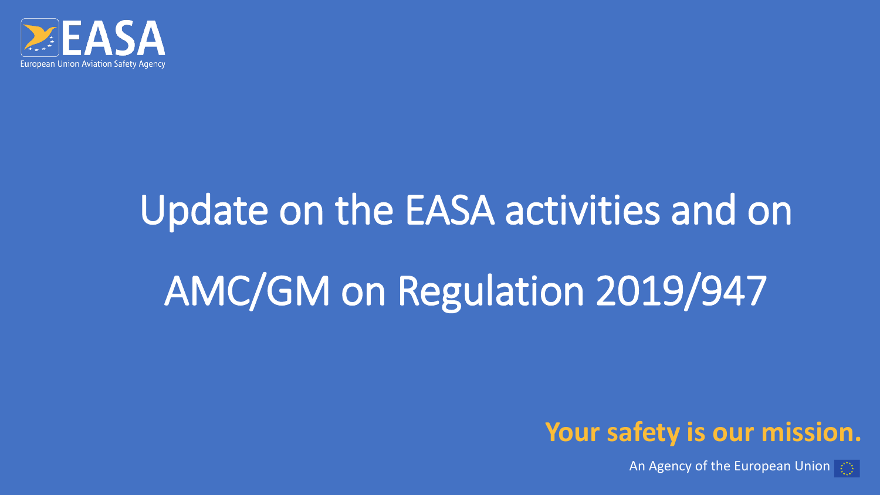# Update on the EASA activities and on AMC/GM on Regulation 2019/947

**Your safety is our mission.**

An Agency of the European Union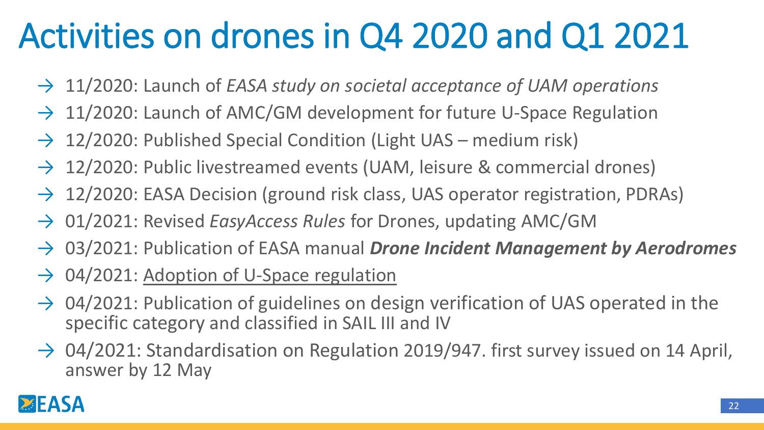# Activities on drones in Q4 2020 and Q1 2021

- → 11/2020: Launch of *EASA study on societal acceptance of UAM operations*
- → 11/2020: Launch of AMC/GM development for future U-Space Regulation
- → 12/2020: Published Special Condition (Light UAS – medium risk)
- → 12/2020: Public livestreamed events (UAM, leisure & commercial drones)
- → 12/2020: EASA Decision (ground risk class, UAS operator registration, PDRAs)
- → 01/2021: Revised *EasyAccess Rules* for Drones, updating AMC/GM
- → 03/2021: Publication of EASA manual ***Drone Incident Management by Aerodromes***
- → 04/2021: Adoption of U-Space regulation
- → 04/2021: Publication of guidelines on design verification of UAS operated in the specific category and classified in SAIL III and IV
- → 04/2021: Standardisation on Regulation 2019/947. first survey issued on 14 April, answer by 12 May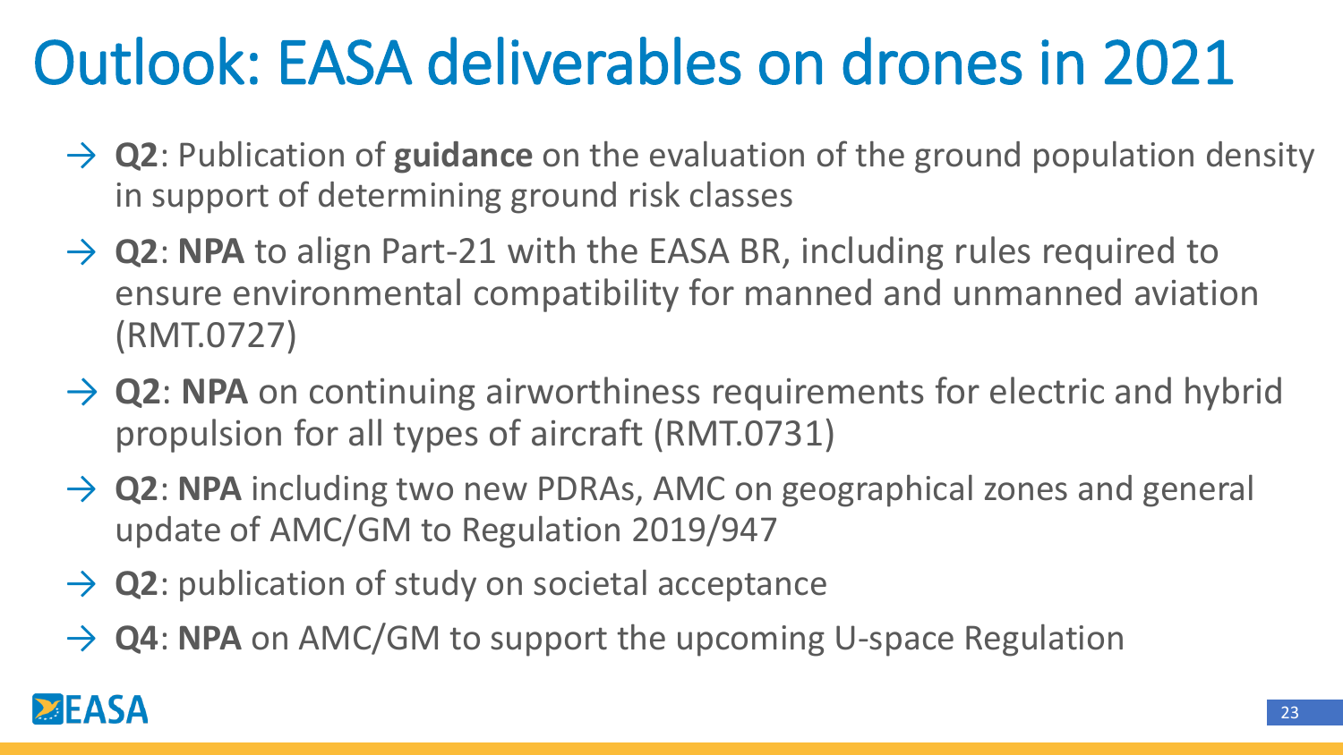# Outlook: EASA deliverables on drones in 2021

- **Q2**: Publication of **guidance** on the evaluation of the ground population density in support of determining ground risk classes
- **Q2**: **NPA** to align Part-21 with the EASA BR, including rules required to ensure environmental compatibility for manned and unmanned aviation (RMT.0727)
- **Q2**: **NPA** on continuing airworthiness requirements for electric and hybrid propulsion for all types of aircraft (RMT.0731)
- **Q2**: **NPA** including two new PDRAs, AMC on geographical zones and general update of AMC/GM to Regulation 2019/947
- **Q2**: publication of study on societal acceptance
- **Q4**: **NPA** on AMC/GM to support the upcoming U-space Regulation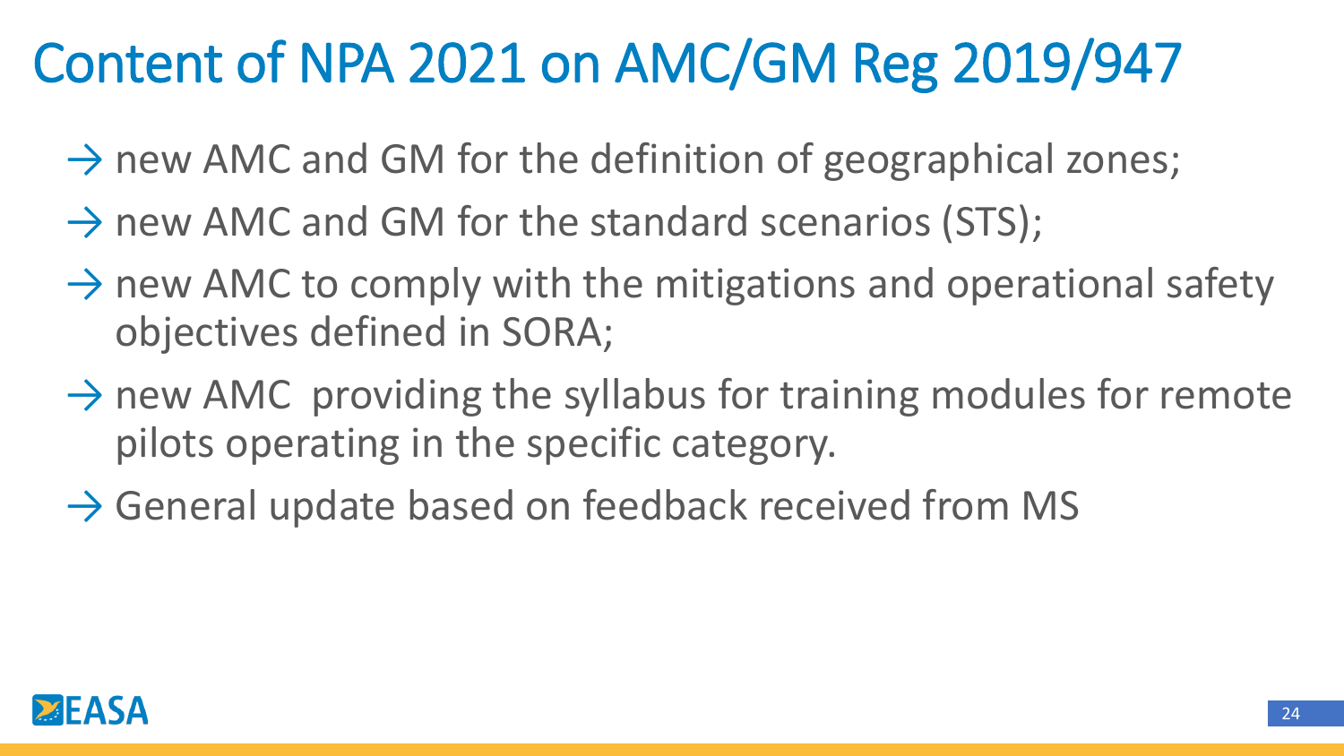# Content of NPA 2021 on AMC/GM Reg 2019/947

- → new AMC and GM for the definition of geographical zones;
- → new AMC and GM for the standard scenarios (STS);
- → new AMC to comply with the mitigations and operational safety objectives defined in SORA;
- → new AMC providing the syllabus for training modules for remote pilots operating in the specific category.
- → General update based on feedback received from MS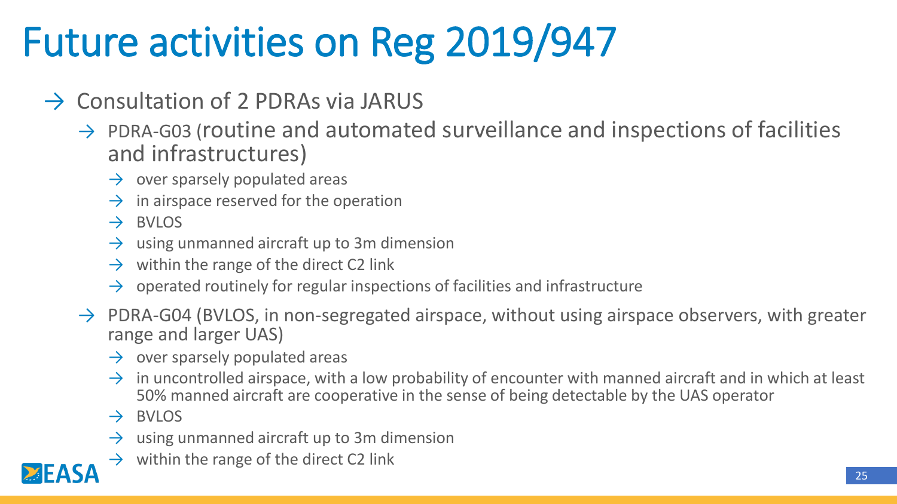# Future activities on Reg 2019/947

- Consultation of 2 PDRAs via JARUS
  - PDRA-G03 (routine and automated surveillance and inspections of facilities and infrastructures)
    - over sparsely populated areas
    - in airspace reserved for the operation
    - BVLOS
    - using unmanned aircraft up to 3m dimension
    - within the range of the direct C2 link
    - operated routinely for regular inspections of facilities and infrastructure
  - PDRA-G04 (BVLOS, in non-segregated airspace, without using airspace observers, with greater range and larger UAS)
    - over sparsely populated areas
    - in uncontrolled airspace, with a low probability of encounter with manned aircraft and in which at least 50% manned aircraft are cooperative in the sense of being detectable by the UAS operator
    - BVLOS
    - using unmanned aircraft up to 3m dimension
    - within the range of the direct C2 link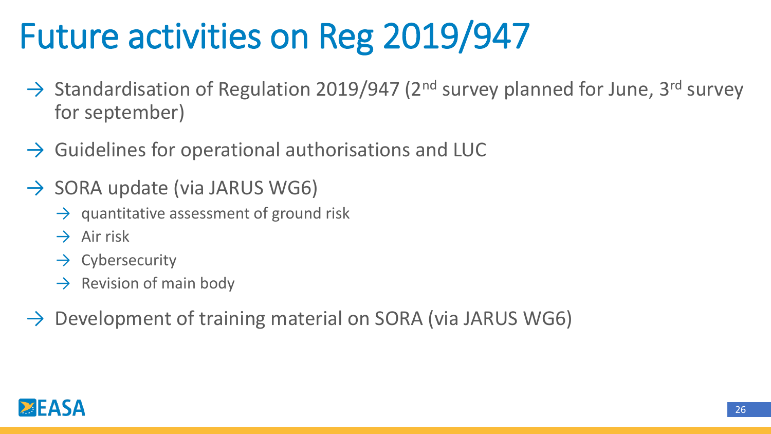# Future activities on Reg 2019/947

- Standardisation of Regulation 2019/947 (2nd survey planned for June, 3rd survey for september)
- Guidelines for operational authorisations and LUC
- SORA update (via JARUS WG6)
  - quantitative assessment of ground risk
  - Air risk
  - Cybersecurity
  - Revision of main body
- Development of training material on SORA (via JARUS WG6)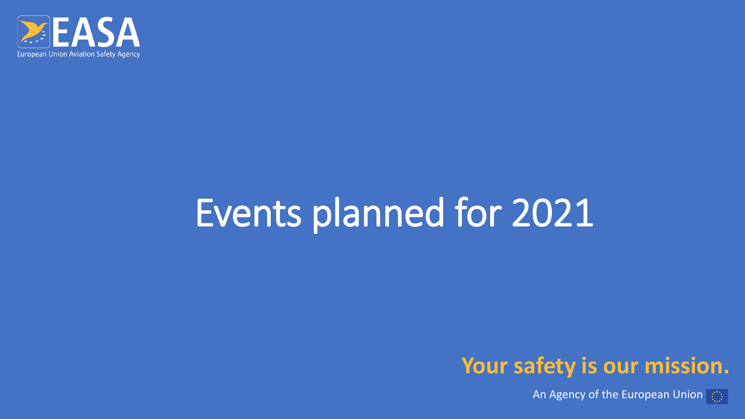# Events planned for 2021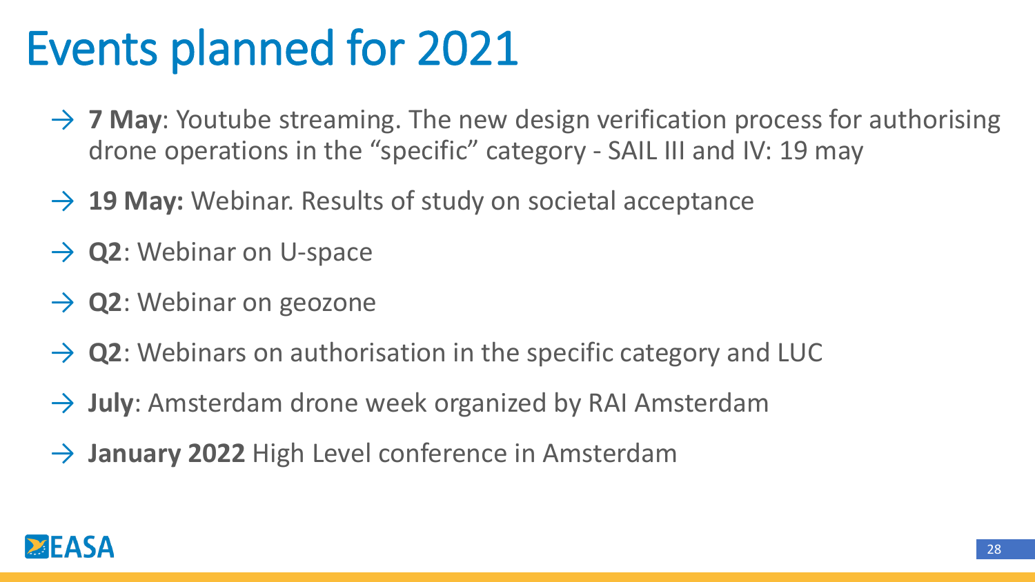# Events planned for 2021

- **7 May**: Youtube streaming. The new design verification process for authorising drone operations in the "specific" category - SAIL III and IV: 19 may
- **19 May:** Webinar. Results of study on societal acceptance
- **Q2**: Webinar on U-space
- **Q2**: Webinar on geozone
- **Q2**: Webinars on authorisation in the specific category and LUC
- **July**: Amsterdam drone week organized by RAI Amsterdam
- **January 2022** High Level conference in Amsterdam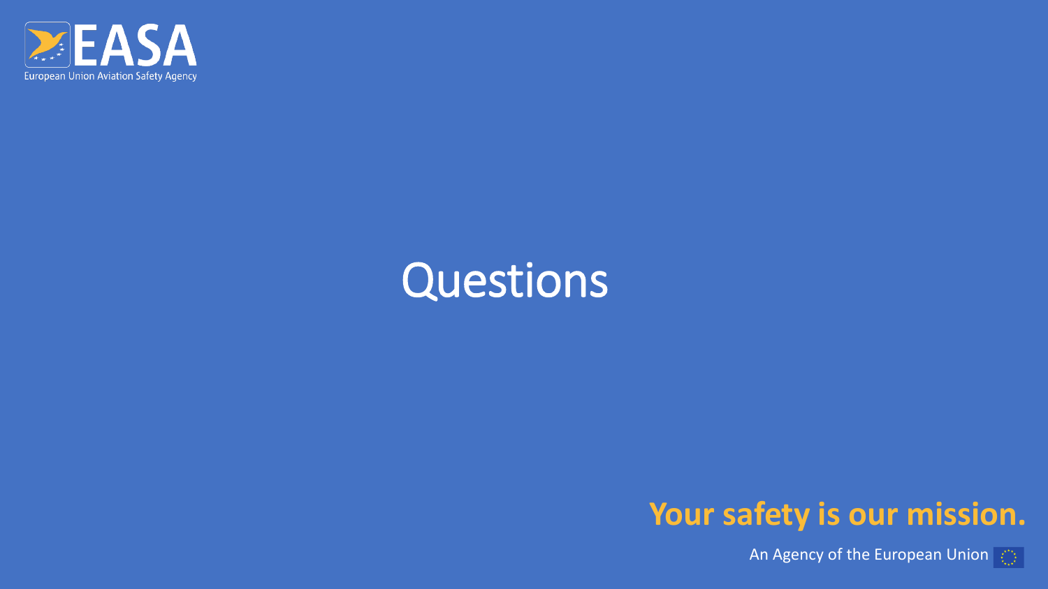EASA

European Union Aviation Safety Agency

# Questions

**Your safety is our mission.**

An Agency of the European Union